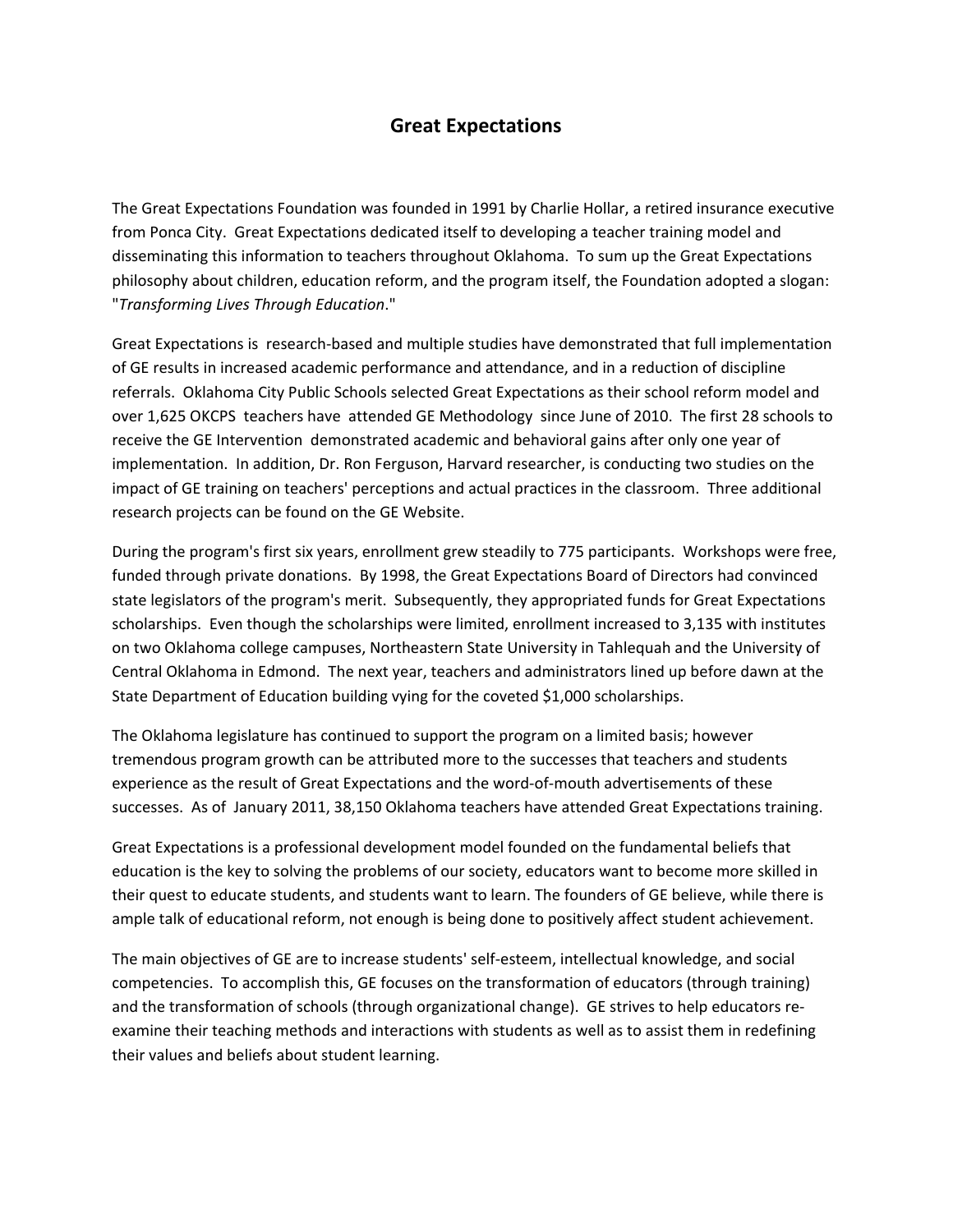# Great Expectations

The Great Expectations Foundation was founded in 1991 by Charlie Hollar, a retired insurance executive from Ponca City. Great Expectations dedicated itself to developing a teacher training model and disseminating this information to teachers throughout Oklahoma. To sum up the Great Expectations philosophy about children, education reform, and the program itself, the Foundation adopted a slogan: "*Transforming Lives Through Education*."

Great Expectations is research-based and multiple studies have demonstrated that full implementation of GE results in increased academic performance and attendance, and in a reduction of discipline referrals. Oklahoma City Public Schools selected Great Expectations as their school reform model and over 1,625 OKCPS teachers have attended GE Methodology since June of 2010. The first 28 schools to receive the GE Intervention demonstrated academic and behavioral gains after only one year of implementation. In addition, Dr. Ron Ferguson, Harvard researcher, is conducting two studies on the impact of GE training on teachers' perceptions and actual practices in the classroom. Three additional research projects can be found on the GE Website.

During the program's first six years, enrollment grew steadily to 775 participants. Workshops were free, funded through private donations. By 1998, the Great Expectations Board of Directors had convinced state legislators of the program's merit. Subsequently, they appropriated funds for Great Expectations scholarships. Even though the scholarships were limited, enrollment increased to 3,135 with institutes on two Oklahoma college campuses, Northeastern State University in Tahlequah and the University of Central Oklahoma in Edmond. The next year, teachers and administrators lined up before dawn at the State Department of Education building vying for the coveted $1,000 scholarships.

The Oklahoma legislature has continued to support the program on a limited basis; however tremendous program growth can be attributed more to the successes that teachers and students experience as the result of Great Expectations and the word-of-mouth advertisements of these successes. As of January 2011, 38,150 Oklahoma teachers have attended Great Expectations training.

Great Expectations is a professional development model founded on the fundamental beliefs that education is the key to solving the problems of our society, educators want to become more skilled in their quest to educate students, and students want to learn. The founders of GE believe, while there is ample talk of educational reform, not enough is being done to positively affect student achievement.

The main objectives of GE are to increase students' self-esteem, intellectual knowledge, and social competencies. To accomplish this, GE focuses on the transformation of educators (through training) and the transformation of schools (through organizational change). GE strives to help educators re-examine their teaching methods and interactions with students as well as to assist them in redefining their values and beliefs about student learning.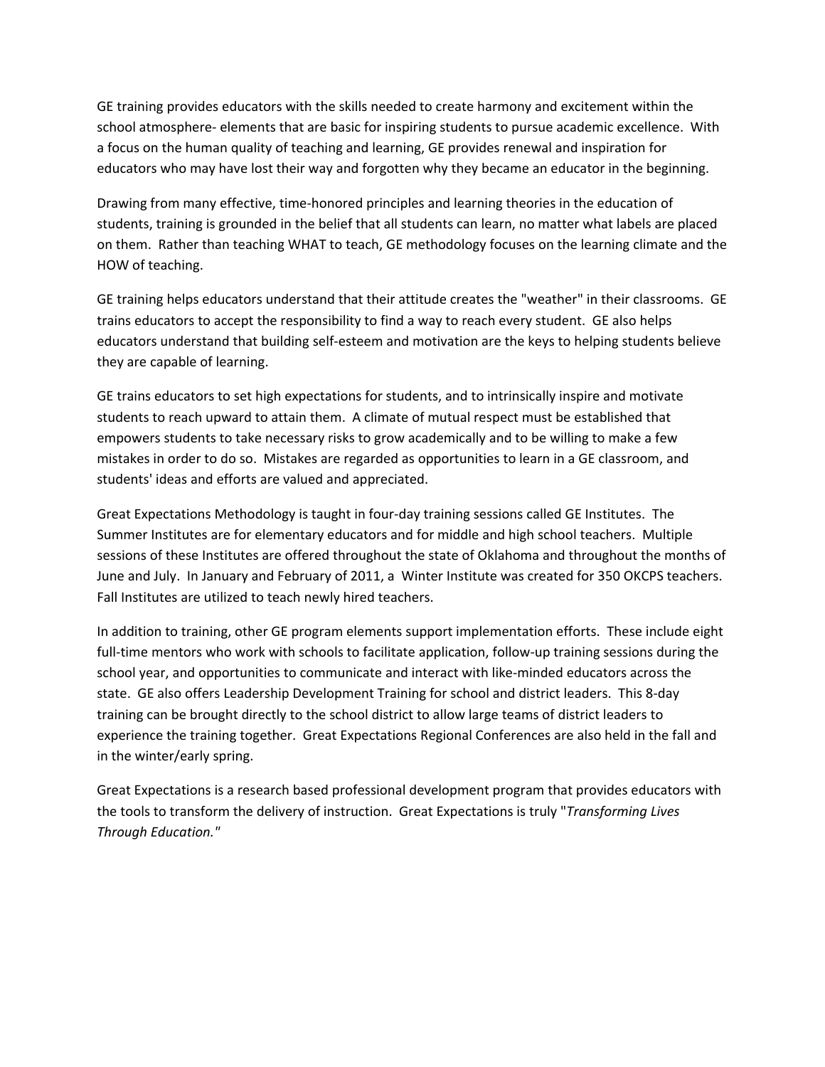GE training provides educators with the skills needed to create harmony and excitement within the school atmosphere- elements that are basic for inspiring students to pursue academic excellence. With a focus on the human quality of teaching and learning, GE provides renewal and inspiration for educators who may have lost their way and forgotten why they became an educator in the beginning.

Drawing from many effective, time-honored principles and learning theories in the education of students, training is grounded in the belief that all students can learn, no matter what labels are placed on them. Rather than teaching WHAT to teach, GE methodology focuses on the learning climate and the HOW of teaching.

GE training helps educators understand that their attitude creates the "weather" in their classrooms. GE trains educators to accept the responsibility to find a way to reach every student. GE also helps educators understand that building self-esteem and motivation are the keys to helping students believe they are capable of learning.

GE trains educators to set high expectations for students, and to intrinsically inspire and motivate students to reach upward to attain them. A climate of mutual respect must be established that empowers students to take necessary risks to grow academically and to be willing to make a few mistakes in order to do so. Mistakes are regarded as opportunities to learn in a GE classroom, and students' ideas and efforts are valued and appreciated.

Great Expectations Methodology is taught in four-day training sessions called GE Institutes. The Summer Institutes are for elementary educators and for middle and high school teachers. Multiple sessions of these Institutes are offered throughout the state of Oklahoma and throughout the months of June and July. In January and February of 2011, a Winter Institute was created for 350 OKCPS teachers. Fall Institutes are utilized to teach newly hired teachers.

In addition to training, other GE program elements support implementation efforts. These include eight full-time mentors who work with schools to facilitate application, follow-up training sessions during the school year, and opportunities to communicate and interact with like-minded educators across the state. GE also offers Leadership Development Training for school and district leaders. This 8-day training can be brought directly to the school district to allow large teams of district leaders to experience the training together. Great Expectations Regional Conferences are also held in the fall and in the winter/early spring.

Great Expectations is a research based professional development program that provides educators with the tools to transform the delivery of instruction. Great Expectations is truly "*Transforming Lives Through Education.*"